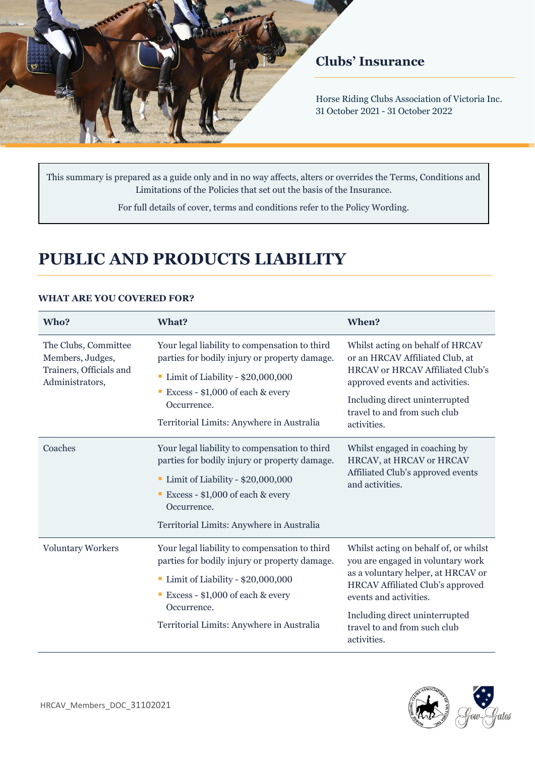## Clubs' Insurance

Horse Riding Clubs Association of Victoria Inc.
31 October 2021 - 31 October 2022

This summary is prepared as a guide only and in no way affects, alters or overrides the Terms, Conditions and Limitations of the Policies that set out the basis of the Insurance.

For full details of cover, terms and conditions refer to the Policy Wording.

# PUBLIC AND PRODUCTS LIABILITY

### WHAT ARE YOU COVERED FOR?

| Who? | What? | When? |
|---|---|---|
| The Clubs, Committee Members, Judges, Trainers, Officials and Administrators, | Your legal liability to compensation to third parties for bodily injury or property damage.<br>▪ Limit of Liability - $20,000,000<br>▪ Excess - $1,000 of each & every Occurrence.<br>Territorial Limits: Anywhere in Australia | Whilst acting on behalf of HRCAV or an HRCAV Affiliated Club, at HRCAV or HRCAV Affiliated Club's approved events and activities.<br>Including direct uninterrupted travel to and from such club activities. |
| Coaches | Your legal liability to compensation to third parties for bodily injury or property damage.<br>▪ Limit of Liability - $20,000,000<br>▪ Excess - $1,000 of each & every Occurrence.<br>Territorial Limits: Anywhere in Australia | Whilst engaged in coaching by HRCAV, at HRCAV or HRCAV Affiliated Club's approved events and activities. |
| Voluntary Workers | Your legal liability to compensation to third parties for bodily injury or property damage.<br>▪ Limit of Liability - $20,000,000<br>▪ Excess - $1,000 of each & every Occurrence.<br>Territorial Limits: Anywhere in Australia | Whilst acting on behalf of, or whilst you are engaged in voluntary work as a voluntary helper, at HRCAV or HRCAV Affiliated Club's approved events and activities.<br>Including direct uninterrupted travel to and from such club activities. |

HRCAV_Members_DOC_31102021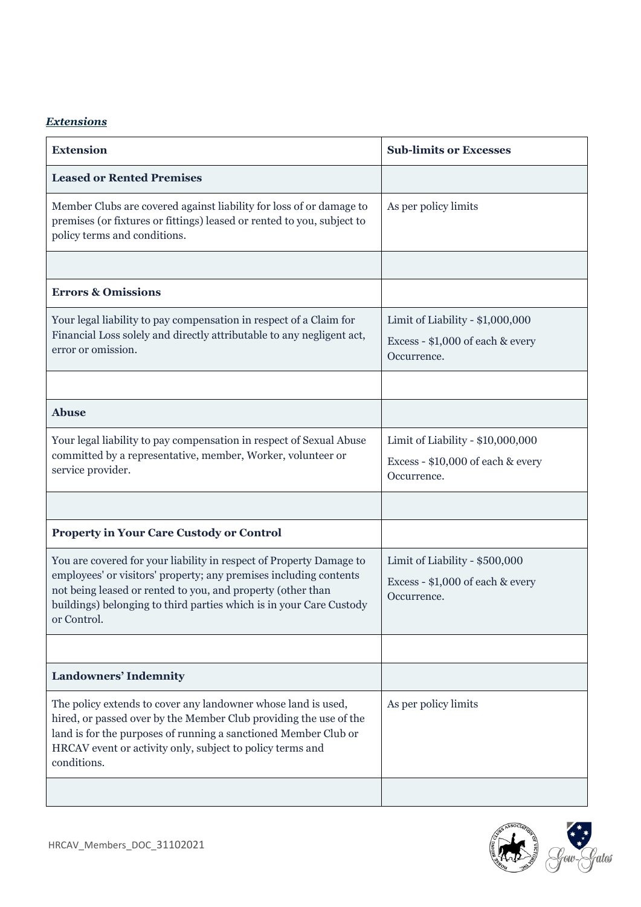***Extensions***

| **Extension** | **Sub-limits or Excesses** |
|---|---|
| **Leased or Rented Premises** | |
| Member Clubs are covered against liability for loss of or damage to premises (or fixtures or fittings) leased or rented to you, subject to policy terms and conditions. | As per policy limits |
| | |
| **Errors & Omissions** | |
| Your legal liability to pay compensation in respect of a Claim for Financial Loss solely and directly attributable to any negligent act, error or omission. | Limit of Liability - $1,000,000<br>Excess - $1,000 of each & every Occurrence. |
| | |
| **Abuse** | |
| Your legal liability to pay compensation in respect of Sexual Abuse committed by a representative, member, Worker, volunteer or service provider. | Limit of Liability - $10,000,000<br>Excess - $10,000 of each & every Occurrence. |
| | |
| **Property in Your Care Custody or Control** | |
| You are covered for your liability in respect of Property Damage to employees' or visitors' property; any premises including contents not being leased or rented to you, and property (other than buildings) belonging to third parties which is in your Care Custody or Control. | Limit of Liability - $500,000<br>Excess - $1,000 of each & every Occurrence. |
| | |
| **Landowners' Indemnity** | |
| The policy extends to cover any landowner whose land is used, hired, or passed over by the Member Club providing the use of the land is for the purposes of running a sanctioned Member Club or HRCAV event or activity only, subject to policy terms and conditions. | As per policy limits |
| | |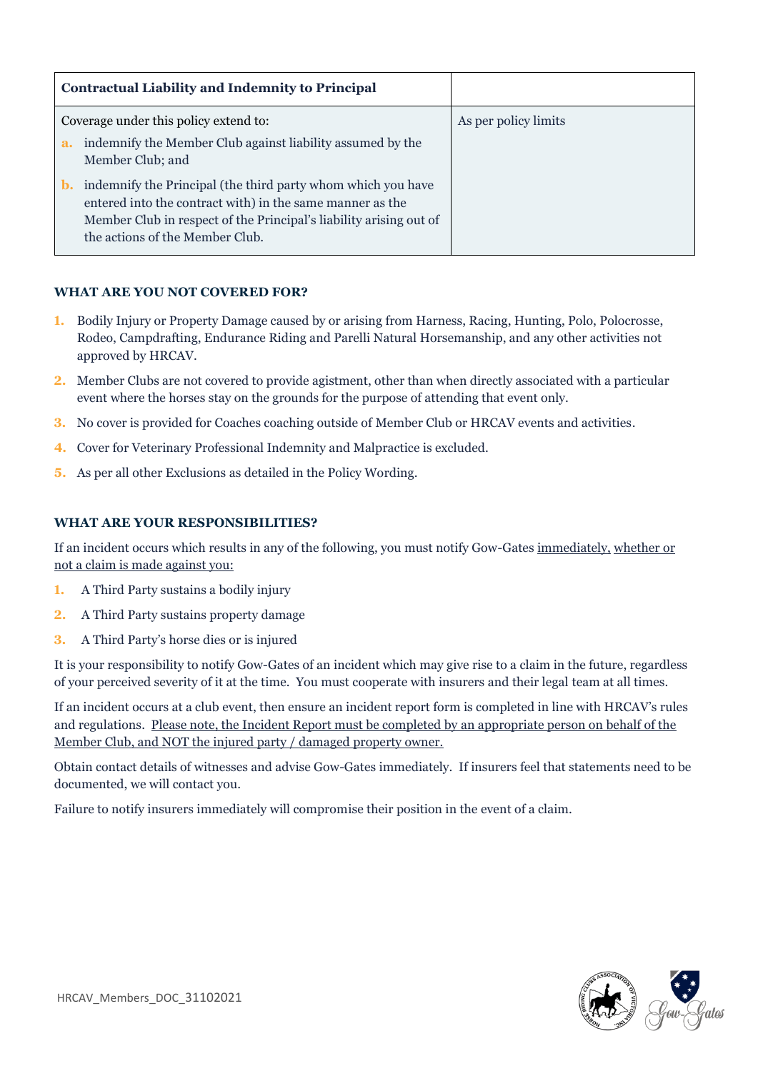| Contractual Liability and Indemnity to Principal | |
|---|---|
| Coverage under this policy extend to:<br>a. indemnify the Member Club against liability assumed by the Member Club; and<br>b. indemnify the Principal (the third party whom which you have entered into the contract with) in the same manner as the Member Club in respect of the Principal's liability arising out of the actions of the Member Club. | As per policy limits |

### WHAT ARE YOU NOT COVERED FOR?

1. Bodily Injury or Property Damage caused by or arising from Harness, Racing, Hunting, Polo, Polocrosse, Rodeo, Campdrafting, Endurance Riding and Parelli Natural Horsemanship, and any other activities not approved by HRCAV.
2. Member Clubs are not covered to provide agistment, other than when directly associated with a particular event where the horses stay on the grounds for the purpose of attending that event only.
3. No cover is provided for Coaches coaching outside of Member Club or HRCAV events and activities.
4. Cover for Veterinary Professional Indemnity and Malpractice is excluded.
5. As per all other Exclusions as detailed in the Policy Wording.

### WHAT ARE YOUR RESPONSIBILITIES?

If an incident occurs which results in any of the following, you must notify Gow-Gates immediately, whether or not a claim is made against you:

1. A Third Party sustains a bodily injury
2. A Third Party sustains property damage
3. A Third Party's horse dies or is injured

It is your responsibility to notify Gow-Gates of an incident which may give rise to a claim in the future, regardless of your perceived severity of it at the time. You must cooperate with insurers and their legal team at all times.

If an incident occurs at a club event, then ensure an incident report form is completed in line with HRCAV's rules and regulations. Please note, the Incident Report must be completed by an appropriate person on behalf of the Member Club, and NOT the injured party / damaged property owner.

Obtain contact details of witnesses and advise Gow-Gates immediately. If insurers feel that statements need to be documented, we will contact you.

Failure to notify insurers immediately will compromise their position in the event of a claim.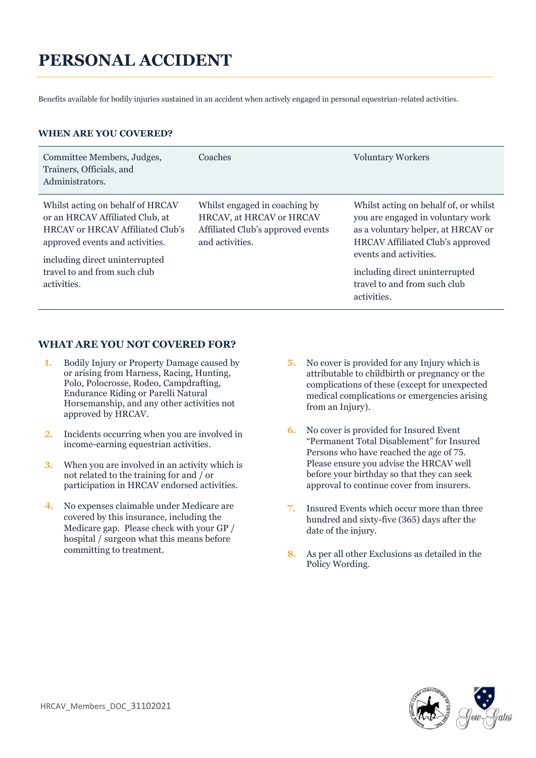# PERSONAL ACCIDENT

Benefits available for bodily injuries sustained in an accident when actively engaged in personal equestrian-related activities.

### WHEN ARE YOU COVERED?

| Committee Members, Judges, Trainers, Officials, and Administrators. | Coaches | Voluntary Workers |
|---|---|---|
| Whilst acting on behalf of HRCAV or an HRCAV Affiliated Club, at HRCAV or HRCAV Affiliated Club's approved events and activities.<br><br>including direct uninterrupted travel to and from such club activities. | Whilst engaged in coaching by HRCAV, at HRCAV or HRCAV Affiliated Club's approved events and activities. | Whilst acting on behalf of, or whilst you are engaged in voluntary work as a voluntary helper, at HRCAV or HRCAV Affiliated Club's approved events and activities.<br><br>including direct uninterrupted travel to and from such club activities. |

### WHAT ARE YOU NOT COVERED FOR?

1. Bodily Injury or Property Damage caused by or arising from Harness, Racing, Hunting, Polo, Polocrosse, Rodeo, Campdrafting, Endurance Riding or Parelli Natural Horsemanship, and any other activities not approved by HRCAV.
2. Incidents occurring when you are involved in income-earning equestrian activities.
3. When you are involved in an activity which is not related to the training for and / or participation in HRCAV endorsed activities.
4. No expenses claimable under Medicare are covered by this insurance, including the Medicare gap. Please check with your GP / hospital / surgeon what this means before committing to treatment.
5. No cover is provided for any Injury which is attributable to childbirth or pregnancy or the complications of these (except for unexpected medical complications or emergencies arising from an Injury).
6. No cover is provided for Insured Event "Permanent Total Disablement" for Insured Persons who have reached the age of 75. Please ensure you advise the HRCAV well before your birthday so that they can seek approval to continue cover from insurers.
7. Insured Events which occur more than three hundred and sixty-five (365) days after the date of the injury.
8. As per all other Exclusions as detailed in the Policy Wording.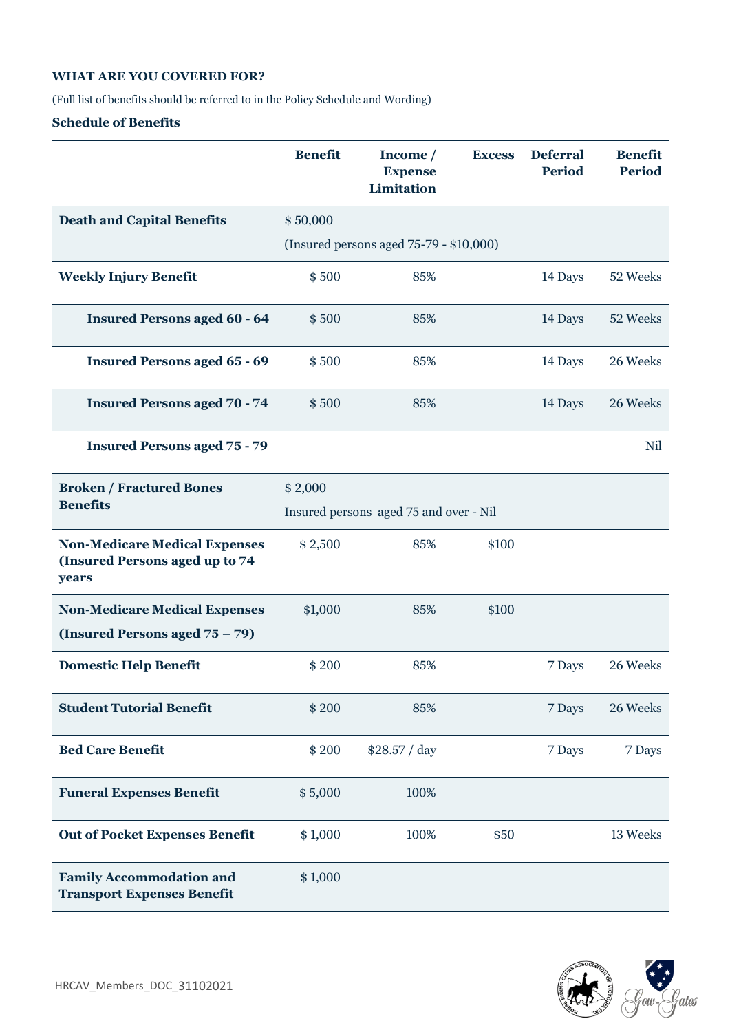**WHAT ARE YOU COVERED FOR?**

(Full list of benefits should be referred to in the Policy Schedule and Wording)

**Schedule of Benefits**

| | Benefit | Income / Expense Limitation | Excess | Deferral Period | Benefit Period |
|---|---|---|---|---|---|
| **Death and Capital Benefits** | $ 50,000 (Insured persons aged 75-79 - $10,000) | | | | |
| **Weekly Injury Benefit** | $ 500 | 85% | | 14 Days | 52 Weeks |
| **Insured Persons aged 60 - 64** | $ 500 | 85% | | 14 Days | 52 Weeks |
| **Insured Persons aged 65 - 69** | $ 500 | 85% | | 14 Days | 26 Weeks |
| **Insured Persons aged 70 - 74** | $ 500 | 85% | | 14 Days | 26 Weeks |
| **Insured Persons aged 75 - 79** | | | | | Nil |
| **Broken / Fractured Bones Benefits** | $ 2,000 Insured persons aged 75 and over - Nil | | | | |
| **Non-Medicare Medical Expenses (Insured Persons aged up to 74 years** | $ 2,500 | 85% | $100 | | |
| **Non-Medicare Medical Expenses (Insured Persons aged 75 – 79)** | $1,000 | 85% | $100 | | |
| **Domestic Help Benefit** | $ 200 | 85% | | 7 Days | 26 Weeks |
| **Student Tutorial Benefit** | $ 200 | 85% | | 7 Days | 26 Weeks |
| **Bed Care Benefit** | $ 200 | $28.57 / day | | 7 Days | 7 Days |
| **Funeral Expenses Benefit** | $ 5,000 | 100% | | | |
| **Out of Pocket Expenses Benefit** | $ 1,000 | 100% | $50 | | 13 Weeks |
| **Family Accommodation and Transport Expenses Benefit** | $ 1,000 | | | | |

HRCAV_Members_DOC_31102021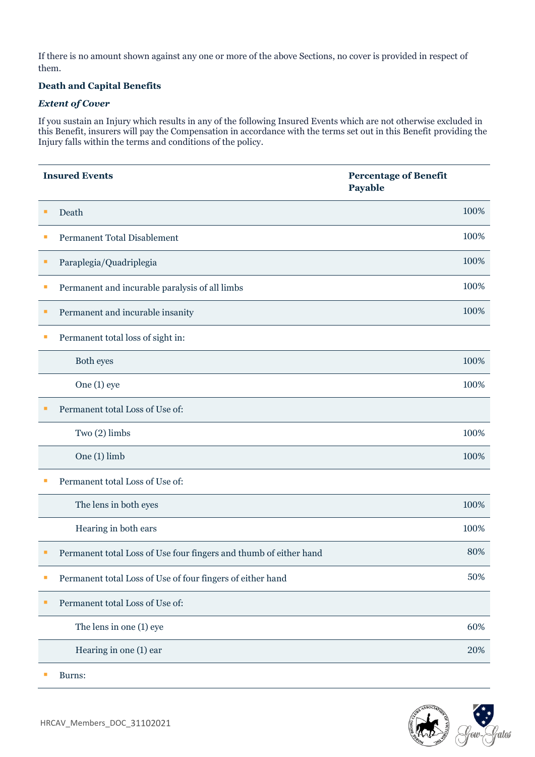If there is no amount shown against any one or more of the above Sections, no cover is provided in respect of them.

**Death and Capital Benefits**

***Extent of Cover***

If you sustain an Injury which results in any of the following Insured Events which are not otherwise excluded in this Benefit, insurers will pay the Compensation in accordance with the terms set out in this Benefit providing the Injury falls within the terms and conditions of the policy.

| Insured Events | Percentage of Benefit Payable |
|---|---|
| ▪ Death | 100% |
| ▪ Permanent Total Disablement | 100% |
| ▪ Paraplegia/Quadriplegia | 100% |
| ▪ Permanent and incurable paralysis of all limbs | 100% |
| ▪ Permanent and incurable insanity | 100% |
| ▪ Permanent total loss of sight in: | |
| Both eyes | 100% |
| One (1) eye | 100% |
| ▪ Permanent total Loss of Use of: | |
| Two (2) limbs | 100% |
| One (1) limb | 100% |
| ▪ Permanent total Loss of Use of: | |
| The lens in both eyes | 100% |
| Hearing in both ears | 100% |
| ▪ Permanent total Loss of Use four fingers and thumb of either hand | 80% |
| ▪ Permanent total Loss of Use of four fingers of either hand | 50% |
| ▪ Permanent total Loss of Use of: | |
| The lens in one (1) eye | 60% |
| Hearing in one (1) ear | 20% |
| ▪ Burns: | |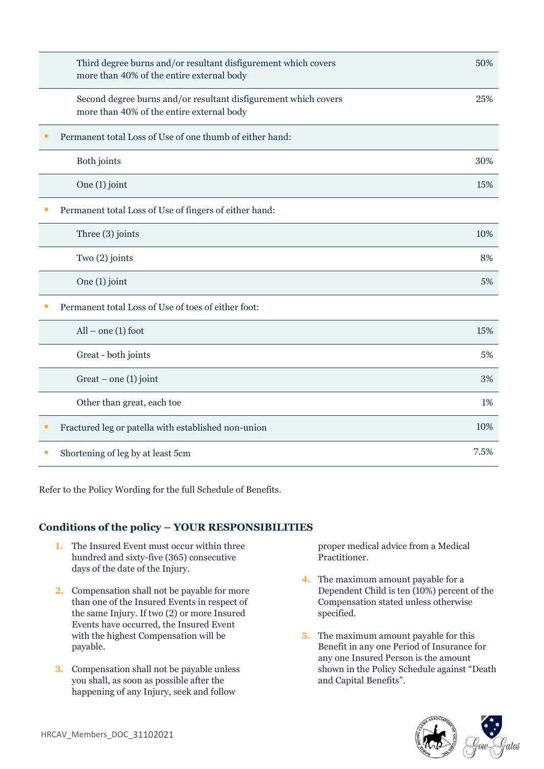| | |
|---|---|
| Third degree burns and/or resultant disfigurement which covers more than 40% of the entire external body | 50% |
| Second degree burns and/or resultant disfigurement which covers more than 40% of the entire external body | 25% |
| ▪ Permanent total Loss of Use of one thumb of either hand: | |
| Both joints | 30% |
| One (1) joint | 15% |
| ▪ Permanent total Loss of Use of fingers of either hand: | |
| Three (3) joints | 10% |
| Two (2) joints | 8% |
| One (1) joint | 5% |
| ▪ Permanent total Loss of Use of toes of either foot: | |
| All – one (1) foot | 15% |
| Great - both joints | 5% |
| Great – one (1) joint | 3% |
| Other than great, each toe | 1% |
| ▪ Fractured leg or patella with established non-union | 10% |
| ▪ Shortening of leg by at least 5cm | 7.5% |

Refer to the Policy Wording for the full Schedule of Benefits.

## Conditions of the policy – YOUR RESPONSIBILITIES

1. The Insured Event must occur within three hundred and sixty-five (365) consecutive days of the date of the Injury.
2. Compensation shall not be payable for more than one of the Insured Events in respect of the same Injury. If two (2) or more Insured Events have occurred, the Insured Event with the highest Compensation will be payable.
3. Compensation shall not be payable unless you shall, as soon as possible after the happening of any Injury, seek and follow proper medical advice from a Medical Practitioner.
4. The maximum amount payable for a Dependent Child is ten (10%) percent of the Compensation stated unless otherwise specified.
5. The maximum amount payable for this Benefit in any one Period of Insurance for any one Insured Person is the amount shown in the Policy Schedule against "Death and Capital Benefits".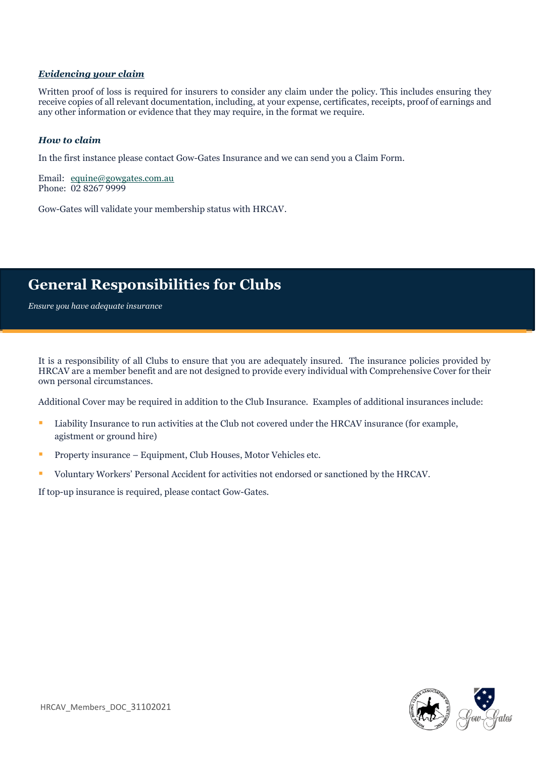***Evidencing your claim***

Written proof of loss is required for insurers to consider any claim under the policy. This includes ensuring they receive copies of all relevant documentation, including, at your expense, certificates, receipts, proof of earnings and any other information or evidence that they may require, in the format we require.

***How to claim***

In the first instance please contact Gow-Gates Insurance and we can send you a Claim Form.

Email: equine@gowgates.com.au
Phone: 02 8267 9999

Gow-Gates will validate your membership status with HRCAV.

# General Responsibilities for Clubs

*Ensure you have adequate insurance*

It is a responsibility of all Clubs to ensure that you are adequately insured. The insurance policies provided by HRCAV are a member benefit and are not designed to provide every individual with Comprehensive Cover for their own personal circumstances.

Additional Cover may be required in addition to the Club Insurance. Examples of additional insurances include:

- Liability Insurance to run activities at the Club not covered under the HRCAV insurance (for example, agistment or ground hire)
- Property insurance – Equipment, Club Houses, Motor Vehicles etc.
- Voluntary Workers' Personal Accident for activities not endorsed or sanctioned by the HRCAV.

If top-up insurance is required, please contact Gow-Gates.